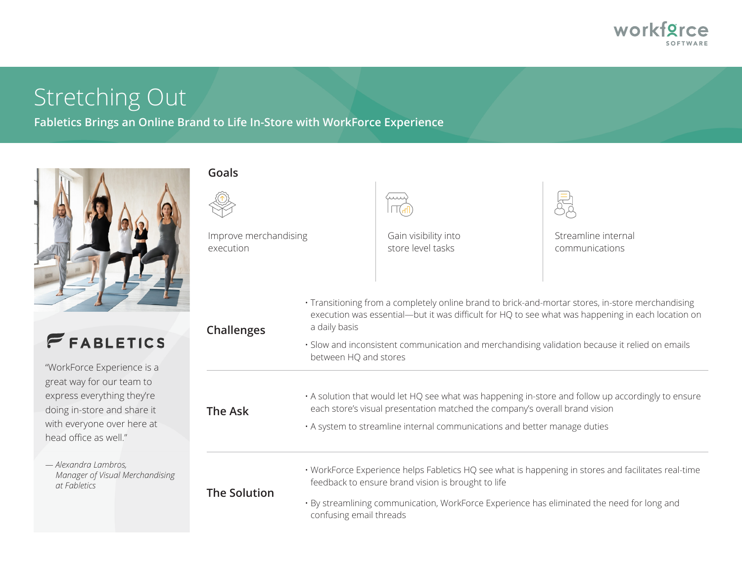workforce SOFTWARE

# Stretching Out

**Fabletics Brings an Online Brand to Life In-Store with WorkForce Experience**

FABLETICS

"WorkForce Experience is a great way for our team to express everything they're doing in-store and share it with everyone over here at head office as well."

*— Alexandra Lambros, Manager of Visual Merchandising at Fabletics*

## Goals

- Improve merchandising execution
- Gain visibility into store level tasks
- Streamline internal communications

## Challenges

- Transitioning from a completely online brand to brick-and-mortar stores, in-store merchandising execution was essential—but it was difficult for HQ to see what was happening in each location on a daily basis
- Slow and inconsistent communication and merchandising validation because it relied on emails between HQ and stores

## The Ask

- A solution that would let HQ see what was happening in-store and follow up accordingly to ensure each store's visual presentation matched the company's overall brand vision
- A system to streamline internal communications and better manage duties

## The Solution

- WorkForce Experience helps Fabletics HQ see what is happening in stores and facilitates real-time feedback to ensure brand vision is brought to life
- By streamlining communication, WorkForce Experience has eliminated the need for long and confusing email threads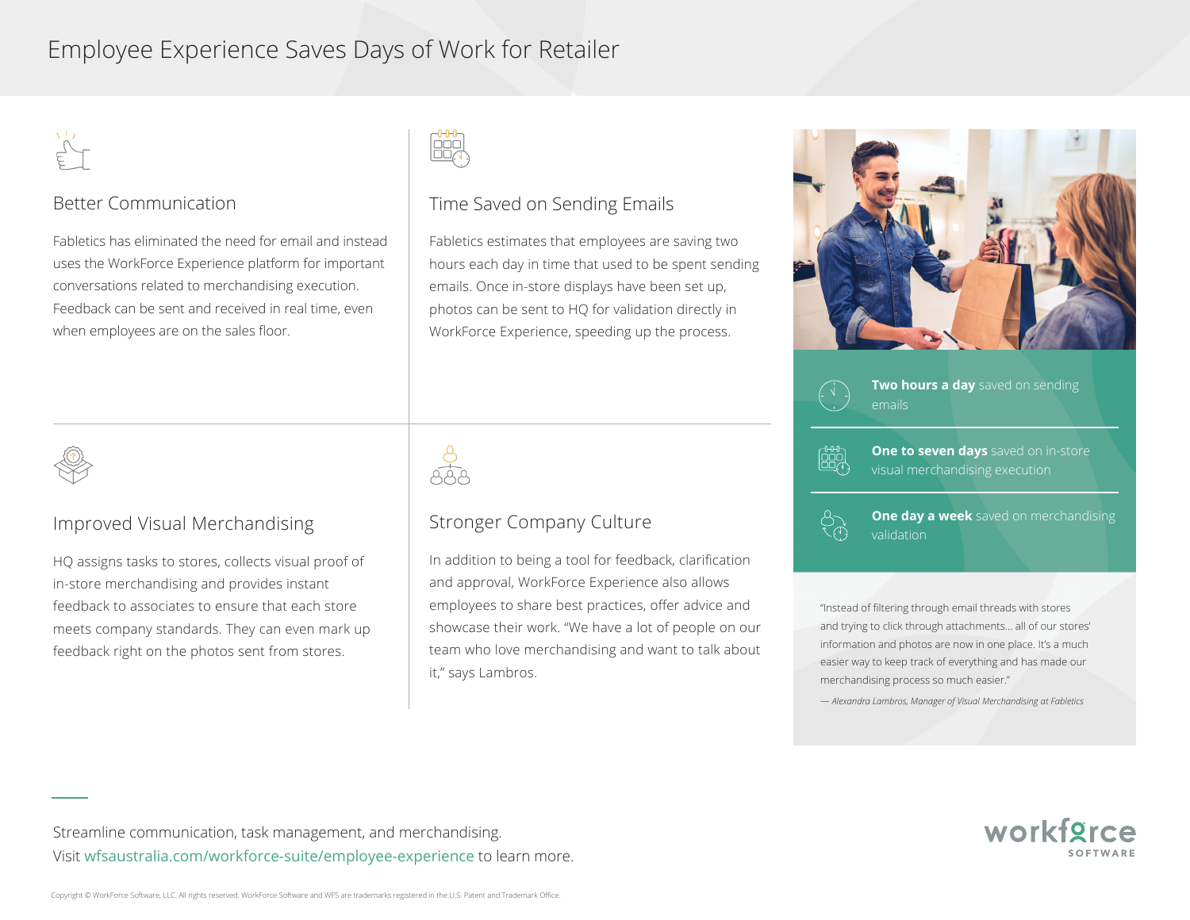# Employee Experience Saves Days of Work for Retailer

## Better Communication

Fabletics has eliminated the need for email and instead uses the WorkForce Experience platform for important conversations related to merchandising execution. Feedback can be sent and received in real time, even when employees are on the sales floor.

## Time Saved on Sending Emails

Fabletics estimates that employees are saving two hours each day in time that used to be spent sending emails. Once in-store displays have been set up, photos can be sent to HQ for validation directly in WorkForce Experience, speeding up the process.

## Improved Visual Merchandising

HQ assigns tasks to stores, collects visual proof of in-store merchandising and provides instant feedback to associates to ensure that each store meets company standards. They can even mark up feedback right on the photos sent from stores.

## Stronger Company Culture

In addition to being a tool for feedback, clarification and approval, WorkForce Experience also allows employees to share best practices, offer advice and showcase their work. "We have a lot of people on our team who love merchandising and want to talk about it," says Lambros.

**Two hours a day** saved on sending emails

**One to seven days** saved on in-store visual merchandising execution

**One day a week** saved on merchandising validation

"Instead of filtering through email threads with stores and trying to click through attachments… all of our stores' information and photos are now in one place. It's a much easier way to keep track of everything and has made our merchandising process so much easier."

*— Alexandra Lambros, Manager of Visual Merchandising at Fabletics*

Streamline communication, task management, and merchandising.
Visit wfsaustralia.com/workforce-suite/employee-experience to learn more.

workforce SOFTWARE

Copyright © WorkForce Software, LLC. All rights reserved. WorkForce Software and WFS are trademarks registered in the U.S. Patent and Trademark Office.